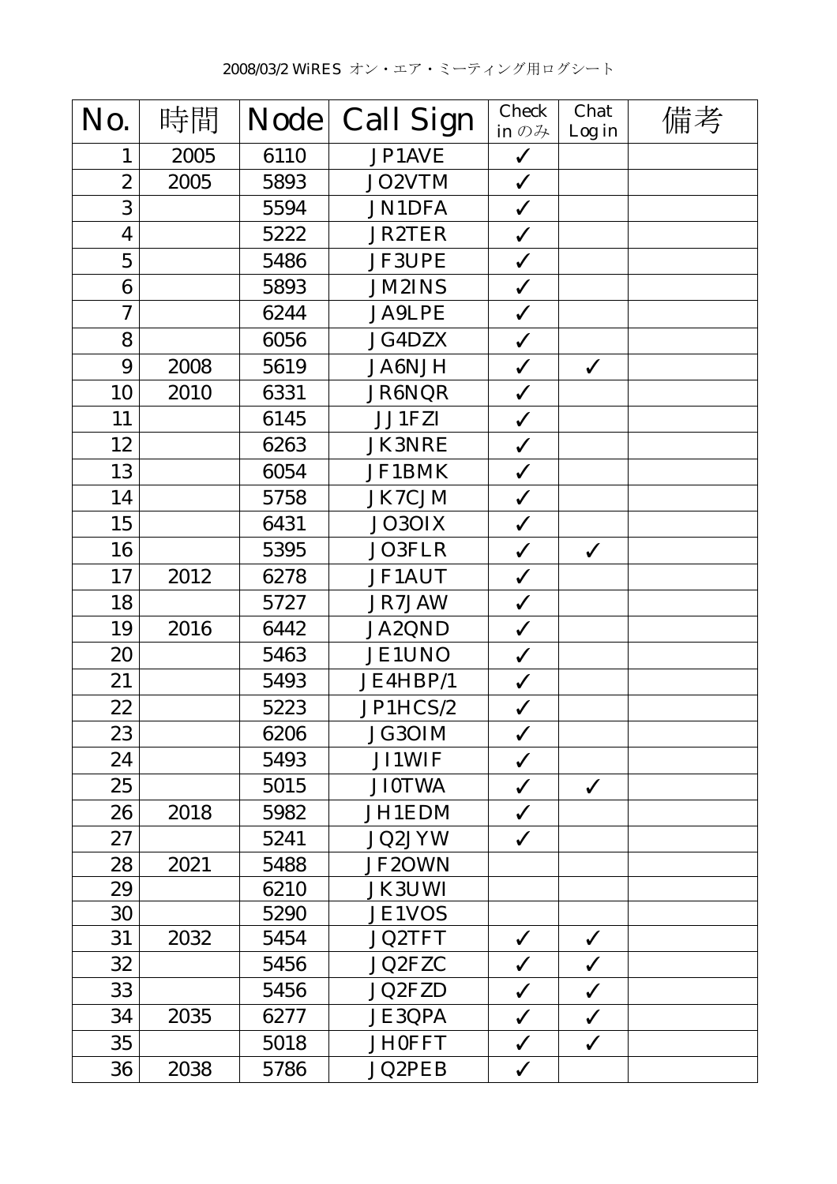2008/03/2 WiRES オン・エア・ミーティング用ログシート

| No. | 時間 | Node | Call Sign | Check in のみ | Chat Log in | 備考 |
|---|---|---|---|---|---|---|
| 1 | 2005 | 6110 | JP1AVE | ✓ | | |
| 2 | 2005 | 5893 | JO2VTM | ✓ | | |
| 3 | | 5594 | JN1DFA | ✓ | | |
| 4 | | 5222 | JR2TER | ✓ | | |
| 5 | | 5486 | JF3UPE | ✓ | | |
| 6 | | 5893 | JM2INS | ✓ | | |
| 7 | | 6244 | JA9LPE | ✓ | | |
| 8 | | 6056 | JG4DZX | ✓ | | |
| 9 | 2008 | 5619 | JA6NJH | ✓ | ✓ | |
| 10 | 2010 | 6331 | JR6NQR | ✓ | | |
| 11 | | 6145 | JJ1FZI | ✓ | | |
| 12 | | 6263 | JK3NRE | ✓ | | |
| 13 | | 6054 | JF1BMK | ✓ | | |
| 14 | | 5758 | JK7CJM | ✓ | | |
| 15 | | 6431 | JO3OIX | ✓ | | |
| 16 | | 5395 | JO3FLR | ✓ | ✓ | |
| 17 | 2012 | 6278 | JF1AUT | ✓ | | |
| 18 | | 5727 | JR7JAW | ✓ | | |
| 19 | 2016 | 6442 | JA2QND | ✓ | | |
| 20 | | 5463 | JE1UNO | ✓ | | |
| 21 | | 5493 | JE4HBP/1 | ✓ | | |
| 22 | | 5223 | JP1HCS/2 | ✓ | | |
| 23 | | 6206 | JG3OIM | ✓ | | |
| 24 | | 5493 | JI1WIF | ✓ | | |
| 25 | | 5015 | JI0TWA | ✓ | ✓ | |
| 26 | 2018 | 5982 | JH1EDM | ✓ | | |
| 27 | | 5241 | JQ2JYW | ✓ | | |
| 28 | 2021 | 5488 | JF2OWN | | | |
| 29 | | 6210 | JK3UWI | | | |
| 30 | | 5290 | JE1VOS | | | |
| 31 | 2032 | 5454 | JQ2TFT | ✓ | ✓ | |
| 32 | | 5456 | JQ2FZC | ✓ | ✓ | |
| 33 | | 5456 | JQ2FZD | ✓ | ✓ | |
| 34 | 2035 | 6277 | JE3QPA | ✓ | ✓ | |
| 35 | | 5018 | JH0FFT | ✓ | ✓ | |
| 36 | 2038 | 5786 | JQ2PEB | ✓ | | |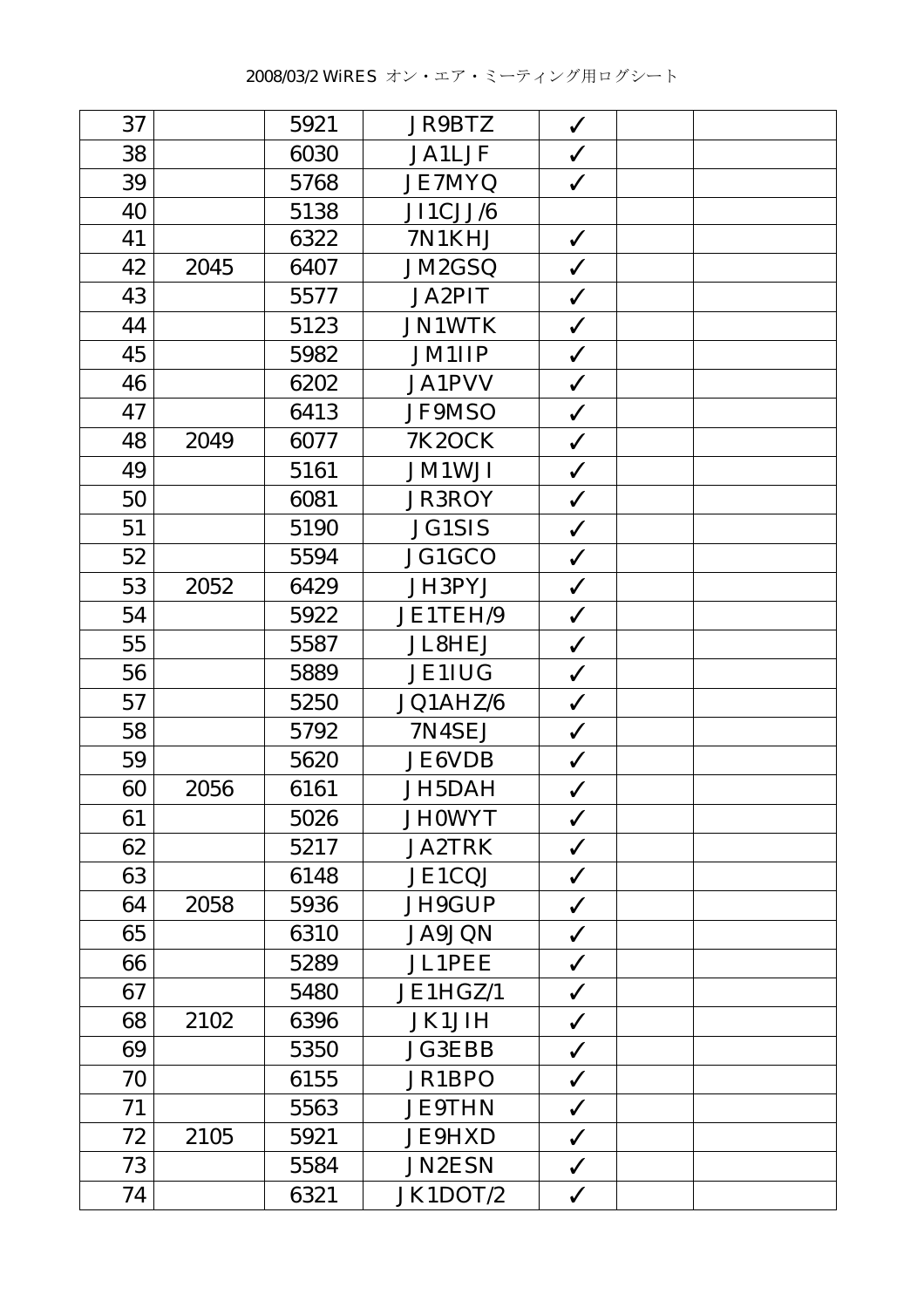| | | | | | | |
|---|---|---|---|---|---|---|
| 37 | | 5921 | JR9BTZ | ✓ | | |
| 38 | | 6030 | JA1LJF | ✓ | | |
| 39 | | 5768 | JE7MYQ | ✓ | | |
| 40 | | 5138 | JI1CJJ/6 | | | |
| 41 | | 6322 | 7N1KHJ | ✓ | | |
| 42 | 2045 | 6407 | JM2GSQ | ✓ | | |
| 43 | | 5577 | JA2PIT | ✓ | | |
| 44 | | 5123 | JN1WTK | ✓ | | |
| 45 | | 5982 | JM1IIP | ✓ | | |
| 46 | | 6202 | JA1PVV | ✓ | | |
| 47 | | 6413 | JF9MSO | ✓ | | |
| 48 | 2049 | 6077 | 7K2OCK | ✓ | | |
| 49 | | 5161 | JM1WJI | ✓ | | |
| 50 | | 6081 | JR3ROY | ✓ | | |
| 51 | | 5190 | JG1SIS | ✓ | | |
| 52 | | 5594 | JG1GCO | ✓ | | |
| 53 | 2052 | 6429 | JH3PYJ | ✓ | | |
| 54 | | 5922 | JE1TEH/9 | ✓ | | |
| 55 | | 5587 | JL8HEJ | ✓ | | |
| 56 | | 5889 | JE1IUG | ✓ | | |
| 57 | | 5250 | JQ1AHZ/6 | ✓ | | |
| 58 | | 5792 | 7N4SEJ | ✓ | | |
| 59 | | 5620 | JE6VDB | ✓ | | |
| 60 | 2056 | 6161 | JH5DAH | ✓ | | |
| 61 | | 5026 | JH0WYT | ✓ | | |
| 62 | | 5217 | JA2TRK | ✓ | | |
| 63 | | 6148 | JE1CQJ | ✓ | | |
| 64 | 2058 | 5936 | JH9GUP | ✓ | | |
| 65 | | 6310 | JA9JQN | ✓ | | |
| 66 | | 5289 | JL1PEE | ✓ | | |
| 67 | | 5480 | JE1HGZ/1 | ✓ | | |
| 68 | 2102 | 6396 | JK1JIH | ✓ | | |
| 69 | | 5350 | JG3EBB | ✓ | | |
| 70 | | 6155 | JR1BPO | ✓ | | |
| 71 | | 5563 | JE9THN | ✓ | | |
| 72 | 2105 | 5921 | JE9HXD | ✓ | | |
| 73 | | 5584 | JN2ESN | ✓ | | |
| 74 | | 6321 | JK1DOT/2 | ✓ | | |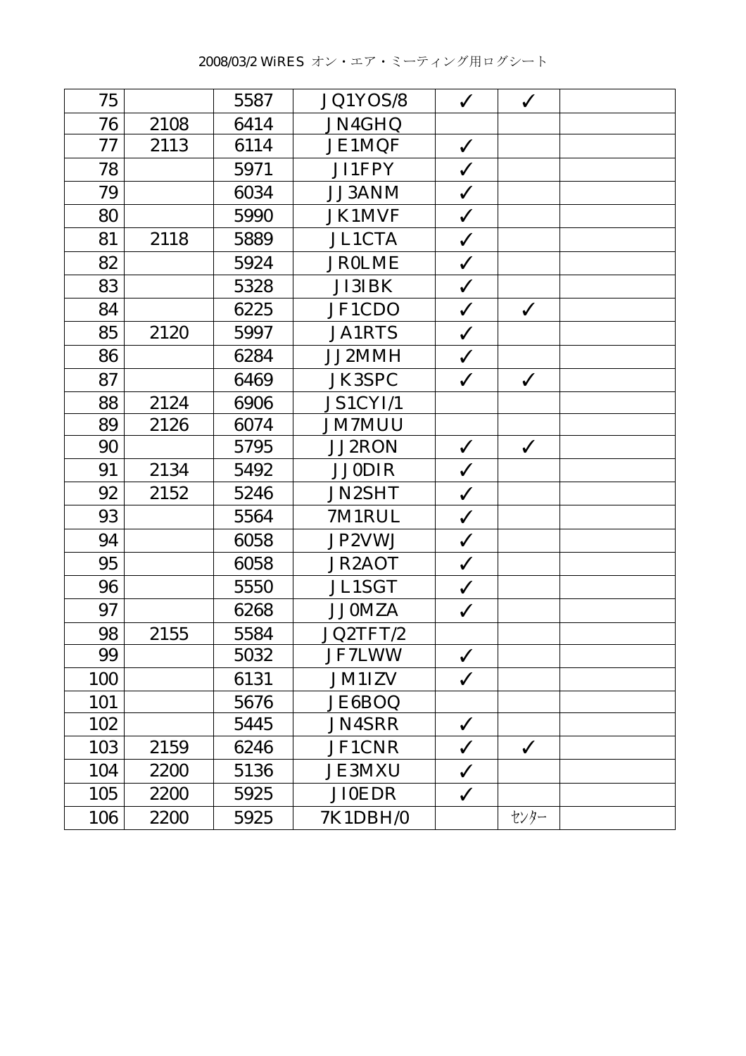2008/03/2 WiRES オン・エア・ミーティング用ログシート

| | | | | | | |
|---|---|---|---|---|---|---|
| 75 | | 5587 | JQ1YOS/8 | ✓ | ✓ | |
| 76 | 2108 | 6414 | JN4GHQ | | | |
| 77 | 2113 | 6114 | JE1MQF | ✓ | | |
| 78 | | 5971 | JI1FPY | ✓ | | |
| 79 | | 6034 | JJ3ANM | ✓ | | |
| 80 | | 5990 | JK1MVF | ✓ | | |
| 81 | 2118 | 5889 | JL1CTA | ✓ | | |
| 82 | | 5924 | JR0LME | ✓ | | |
| 83 | | 5328 | JI3IBK | ✓ | | |
| 84 | | 6225 | JF1CDO | ✓ | ✓ | |
| 85 | 2120 | 5997 | JA1RTS | ✓ | | |
| 86 | | 6284 | JJ2MMH | ✓ | | |
| 87 | | 6469 | JK3SPC | ✓ | ✓ | |
| 88 | 2124 | 6906 | JS1CYI/1 | | | |
| 89 | 2126 | 6074 | JM7MUU | | | |
| 90 | | 5795 | JJ2RON | ✓ | ✓ | |
| 91 | 2134 | 5492 | JJ0DIR | ✓ | | |
| 92 | 2152 | 5246 | JN2SHT | ✓ | | |
| 93 | | 5564 | 7M1RUL | ✓ | | |
| 94 | | 6058 | JP2VWJ | ✓ | | |
| 95 | | 6058 | JR2AOT | ✓ | | |
| 96 | | 5550 | JL1SGT | ✓ | | |
| 97 | | 6268 | JJ0MZA | ✓ | | |
| 98 | 2155 | 5584 | JQ2TFT/2 | | | |
| 99 | | 5032 | JF7LWW | ✓ | | |
| 100 | | 6131 | JM1IZV | ✓ | | |
| 101 | | 5676 | JE6BOQ | | | |
| 102 | | 5445 | JN4SRR | ✓ | | |
| 103 | 2159 | 6246 | JF1CNR | ✓ | ✓ | |
| 104 | 2200 | 5136 | JE3MXU | ✓ | | |
| 105 | 2200 | 5925 | JI0EDR | ✓ | | |
| 106 | 2200 | 5925 | 7K1DBH/0 | | ｾﾝﾀｰ | |